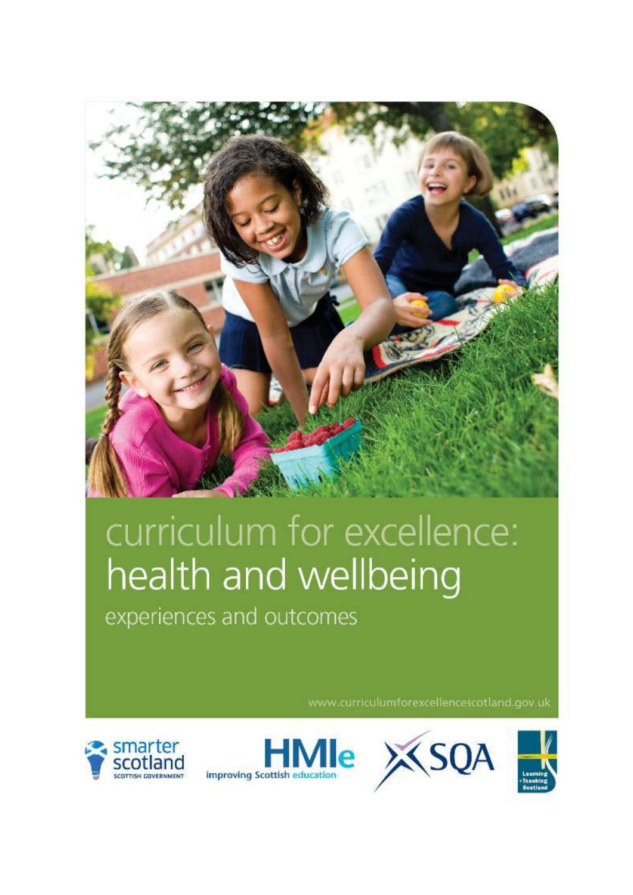# curriculum for excellence: health and wellbeing

experiences and outcomes

www.curriculumforexcellencescotland.gov.uk

smarter scotland
SCOTTISH GOVERNMENT

HMIe
improving Scottish education

SQA

Learning +Teaching Scotland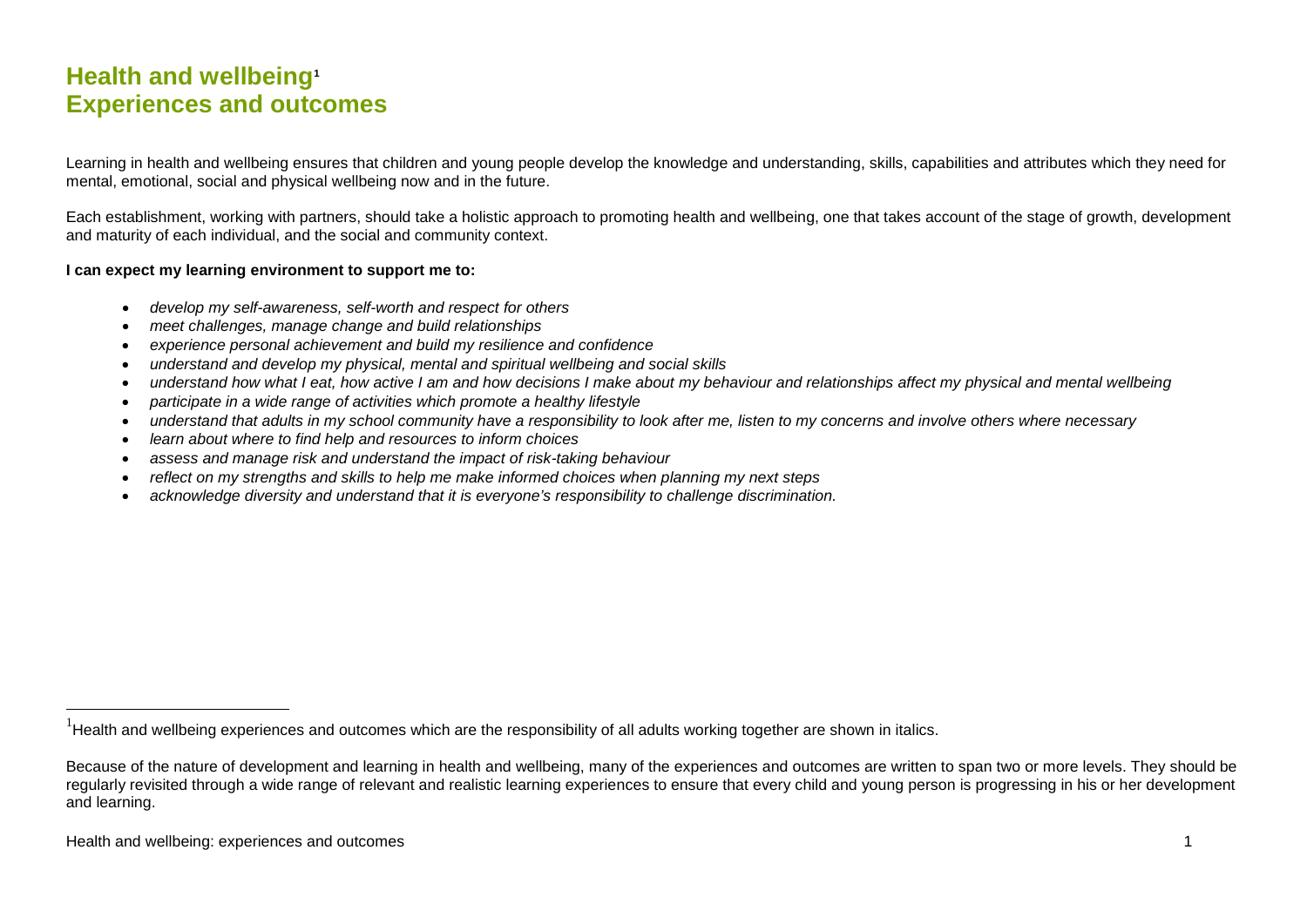# Health and wellbeing[1]
# Experiences and outcomes

Learning in health and wellbeing ensures that children and young people develop the knowledge and understanding, skills, capabilities and attributes which they need for mental, emotional, social and physical wellbeing now and in the future.

Each establishment, working with partners, should take a holistic approach to promoting health and wellbeing, one that takes account of the stage of growth, development and maturity of each individual, and the social and community context.

**I can expect my learning environment to support me to:**

- *develop my self-awareness, self-worth and respect for others*
- *meet challenges, manage change and build relationships*
- *experience personal achievement and build my resilience and confidence*
- *understand and develop my physical, mental and spiritual wellbeing and social skills*
- *understand how what I eat, how active I am and how decisions I make about my behaviour and relationships affect my physical and mental wellbeing*
- *participate in a wide range of activities which promote a healthy lifestyle*
- *understand that adults in my school community have a responsibility to look after me, listen to my concerns and involve others where necessary*
- *learn about where to find help and resources to inform choices*
- *assess and manage risk and understand the impact of risk-taking behaviour*
- *reflect on my strengths and skills to help me make informed choices when planning my next steps*
- *acknowledge diversity and understand that it is everyone's responsibility to challenge discrimination.*

---

[1] Health and wellbeing experiences and outcomes which are the responsibility of all adults working together are shown in italics.

Because of the nature of development and learning in health and wellbeing, many of the experiences and outcomes are written to span two or more levels. They should be regularly revisited through a wide range of relevant and realistic learning experiences to ensure that every child and young person is progressing in his or her development and learning.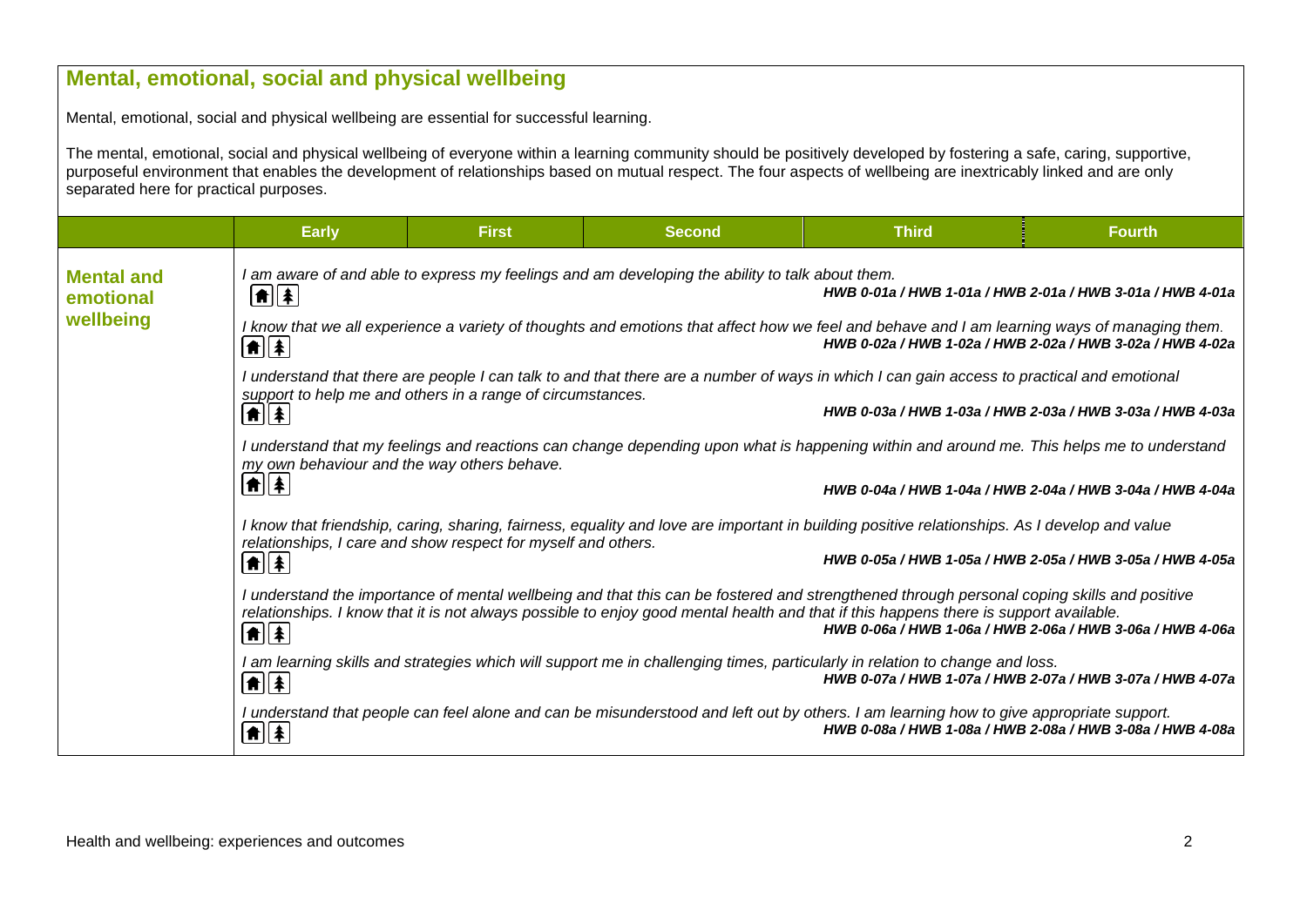## Mental, emotional, social and physical wellbeing

Mental, emotional, social and physical wellbeing are essential for successful learning.

The mental, emotional, social and physical wellbeing of everyone within a learning community should be positively developed by fostering a safe, caring, supportive, purposeful environment that enables the development of relationships based on mutual respect. The four aspects of wellbeing are inextricably linked and are only separated here for practical purposes.

| | Early | First | Second | Third | Fourth |
|---|---|---|---|---|---|
| **Mental and emotional wellbeing** | *I am aware of and able to express my feelings and am developing the ability to talk about them.* ***HWB 0-01a / HWB 1-01a / HWB 2-01a / HWB 3-01a / HWB 4-01a*** | | | | |
| | *I know that we all experience a variety of thoughts and emotions that affect how we feel and behave and I am learning ways of managing them.* ***HWB 0-02a / HWB 1-02a / HWB 2-02a / HWB 3-02a / HWB 4-02a*** | | | | |
| | *I understand that there are people I can talk to and that there are a number of ways in which I can gain access to practical and emotional support to help me and others in a range of circumstances.* ***HWB 0-03a / HWB 1-03a / HWB 2-03a / HWB 3-03a / HWB 4-03a*** | | | | |
| | *I understand that my feelings and reactions can change depending upon what is happening within and around me. This helps me to understand my own behaviour and the way others behave.* ***HWB 0-04a / HWB 1-04a / HWB 2-04a / HWB 3-04a / HWB 4-04a*** | | | | |
| | *I know that friendship, caring, sharing, fairness, equality and love are important in building positive relationships. As I develop and value relationships, I care and show respect for myself and others.* ***HWB 0-05a / HWB 1-05a / HWB 2-05a / HWB 3-05a / HWB 4-05a*** | | | | |
| | *I understand the importance of mental wellbeing and that this can be fostered and strengthened through personal coping skills and positive relationships. I know that it is not always possible to enjoy good mental health and that if this happens there is support available.* ***HWB 0-06a / HWB 1-06a / HWB 2-06a / HWB 3-06a / HWB 4-06a*** | | | | |
| | *I am learning skills and strategies which will support me in challenging times, particularly in relation to change and loss.* ***HWB 0-07a / HWB 1-07a / HWB 2-07a / HWB 3-07a / HWB 4-07a*** | | | | |
| | *I understand that people can feel alone and can be misunderstood and left out by others. I am learning how to give appropriate support.* ***HWB 0-08a / HWB 1-08a / HWB 2-08a / HWB 3-08a / HWB 4-08a*** | | | | |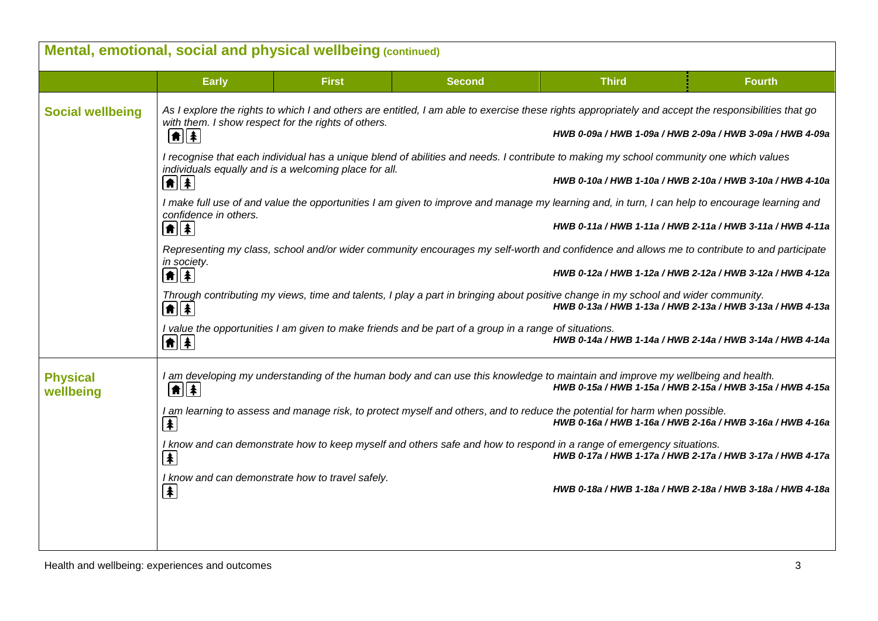## Mental, emotional, social and physical wellbeing (continued)

| | Early | First | Second | Third | Fourth |
|---|---|---|---|---|---|
| **Social wellbeing** | *As I explore the rights to which I and others are entitled, I am able to exercise these rights appropriately and accept the responsibilities that go with them. I show respect for the rights of others.* ***HWB 0-09a / HWB 1-09a / HWB 2-09a / HWB 3-09a / HWB 4-09a*** | | | | |
| | *I recognise that each individual has a unique blend of abilities and needs. I contribute to making my school community one which values individuals equally and is a welcoming place for all.* ***HWB 0-10a / HWB 1-10a / HWB 2-10a / HWB 3-10a / HWB 4-10a*** | | | | |
| | *I make full use of and value the opportunities I am given to improve and manage my learning and, in turn, I can help to encourage learning and confidence in others.* ***HWB 0-11a / HWB 1-11a / HWB 2-11a / HWB 3-11a / HWB 4-11a*** | | | | |
| | *Representing my class, school and/or wider community encourages my self-worth and confidence and allows me to contribute to and participate in society.* ***HWB 0-12a / HWB 1-12a / HWB 2-12a / HWB 3-12a / HWB 4-12a*** | | | | |
| | *Through contributing my views, time and talents, I play a part in bringing about positive change in my school and wider community.* ***HWB 0-13a / HWB 1-13a / HWB 2-13a / HWB 3-13a / HWB 4-13a*** | | | | |
| | *I value the opportunities I am given to make friends and be part of a group in a range of situations.* ***HWB 0-14a / HWB 1-14a / HWB 2-14a / HWB 3-14a / HWB 4-14a*** | | | | |
| **Physical wellbeing** | *I am developing my understanding of the human body and can use this knowledge to maintain and improve my wellbeing and health.* ***HWB 0-15a / HWB 1-15a / HWB 2-15a / HWB 3-15a / HWB 4-15a*** | | | | |
| | *I am learning to assess and manage risk, to protect myself and others, and to reduce the potential for harm when possible.* ***HWB 0-16a / HWB 1-16a / HWB 2-16a / HWB 3-16a / HWB 4-16a*** | | | | |
| | *I know and can demonstrate how to keep myself and others safe and how to respond in a range of emergency situations.* ***HWB 0-17a / HWB 1-17a / HWB 2-17a / HWB 3-17a / HWB 4-17a*** | | | | |
| | *I know and can demonstrate how to travel safely.* ***HWB 0-18a / HWB 1-18a / HWB 2-18a / HWB 3-18a / HWB 4-18a*** | | | | |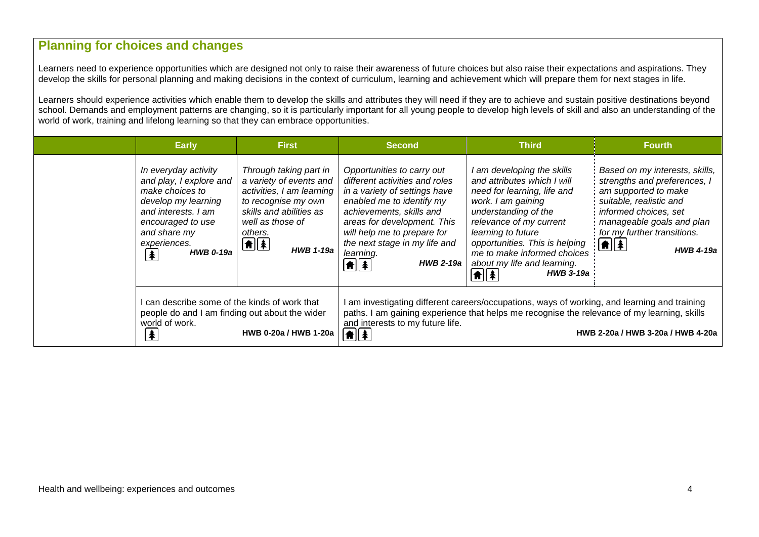## Planning for choices and changes

Learners need to experience opportunities which are designed not only to raise their awareness of future choices but also raise their expectations and aspirations. They develop the skills for personal planning and making decisions in the context of curriculum, learning and achievement which will prepare them for next stages in life.

Learners should experience activities which enable them to develop the skills and attributes they will need if they are to achieve and sustain positive destinations beyond school. Demands and employment patterns are changing, so it is particularly important for all young people to develop high levels of skill and also an understanding of the world of work, training and lifelong learning so that they can embrace opportunities.

| | Early | First | Second | Third | Fourth |
|---|---|---|---|---|---|
| | *In everyday activity and play, I explore and make choices to develop my learning and interests. I am encouraged to use and share my experiences.* ***HWB 0-19a*** | *Through taking part in a variety of events and activities, I am learning to recognise my own skills and abilities as well as those of others.* ***HWB 1-19a*** | *Opportunities to carry out different activities and roles in a variety of settings have enabled me to identify my achievements, skills and areas for development. This will help me to prepare for the next stage in my life and learning.* ***HWB 2-19a*** | *I am developing the skills and attributes which I will need for learning, life and work. I am gaining understanding of the relevance of my current learning to future opportunities. This is helping me to make informed choices about my life and learning.* ***HWB 3-19a*** | *Based on my interests, skills, strengths and preferences, I am supported to make suitable, realistic and informed choices, set manageable goals and plan for my further transitions.* ***HWB 4-19a*** |
| | I can describe some of the kinds of work that people do and I am finding out about the wider world of work. **HWB 0-20a / HWB 1-20a** | | I am investigating different careers/occupations, ways of working, and learning and training paths. I am gaining experience that helps me recognise the relevance of my learning, skills and interests to my future life. **HWB 2-20a / HWB 3-20a / HWB 4-20a** | | |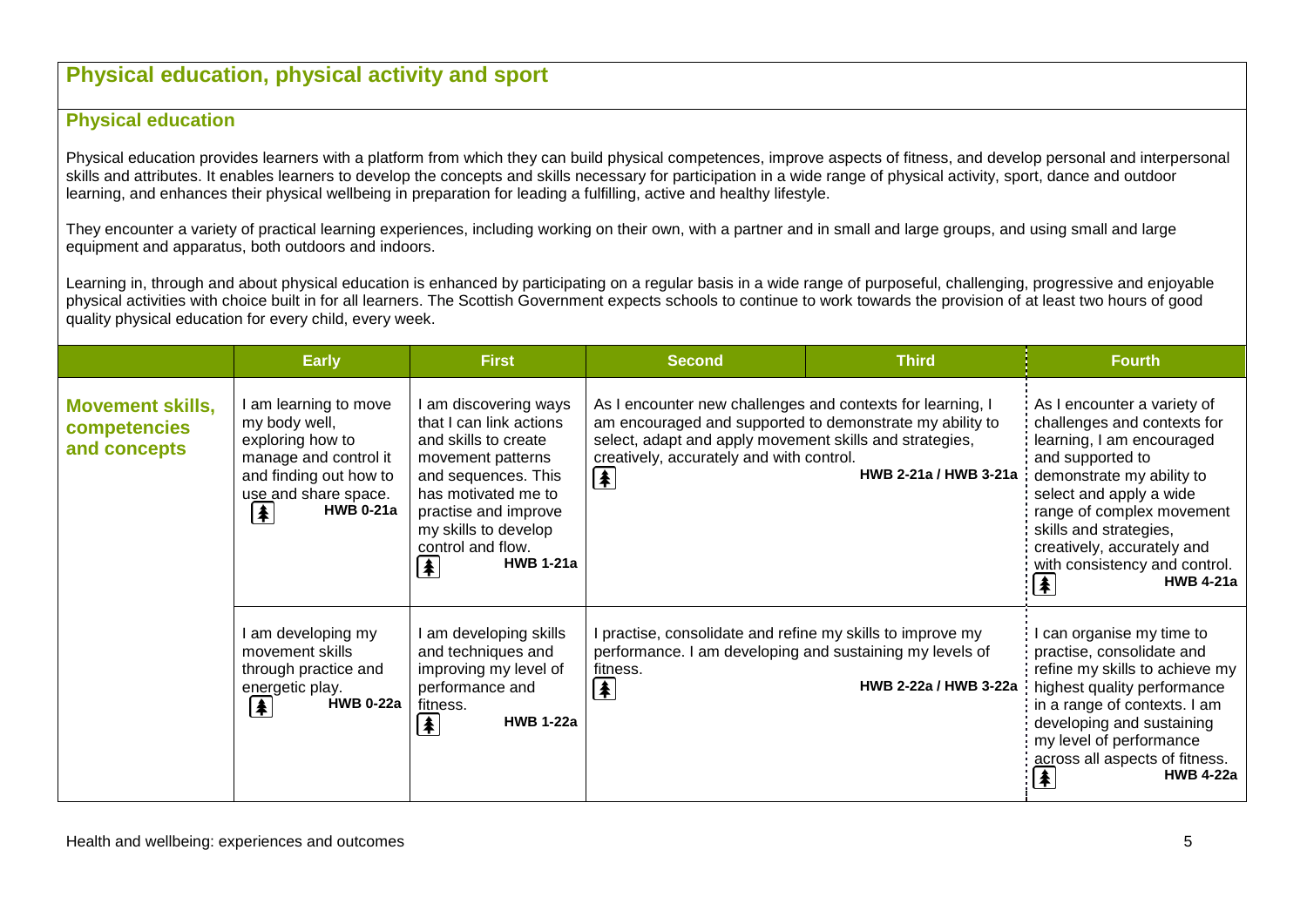## Physical education, physical activity and sport

### Physical education

Physical education provides learners with a platform from which they can build physical competences, improve aspects of fitness, and develop personal and interpersonal skills and attributes. It enables learners to develop the concepts and skills necessary for participation in a wide range of physical activity, sport, dance and outdoor learning, and enhances their physical wellbeing in preparation for leading a fulfilling, active and healthy lifestyle.

They encounter a variety of practical learning experiences, including working on their own, with a partner and in small and large groups, and using small and large equipment and apparatus, both outdoors and indoors.

Learning in, through and about physical education is enhanced by participating on a regular basis in a wide range of purposeful, challenging, progressive and enjoyable physical activities with choice built in for all learners. The Scottish Government expects schools to continue to work towards the provision of at least two hours of good quality physical education for every child, every week.

| | Early | First | Second | Third | Fourth |
|---|---|---|---|---|---|
| **Movement skills, competences and concepts** | I am learning to move my body well, exploring how to manage and control it and finding out how to use and share space. **HWB 0-21a** | I am discovering ways that I can link actions and skills to create movement patterns and sequences. This has motivated me to practise and improve my skills to develop control and flow. **HWB 1-21a** | As I encounter new challenges and contexts for learning, I am encouraged and supported to demonstrate my ability to select, adapt and apply movement skills and strategies, creatively, accurately and with control. **HWB 2-21a / HWB 3-21a** | | As I encounter a variety of challenges and contexts for learning, I am encouraged and supported to demonstrate my ability to select and apply a wide range of complex movement skills and strategies, creatively, accurately and with consistency and control. **HWB 4-21a** |
| | I am developing my movement skills through practice and energetic play. **HWB 0-22a** | I am developing skills and techniques and improving my level of performance and fitness. **HWB 1-22a** | I practise, consolidate and refine my skills to improve my performance. I am developing and sustaining my levels of fitness. **HWB 2-22a / HWB 3-22a** | | I can organise my time to practise, consolidate and refine my skills to achieve my highest quality performance in a range of contexts. I am developing and sustaining my level of performance across all aspects of fitness. **HWB 4-22a** |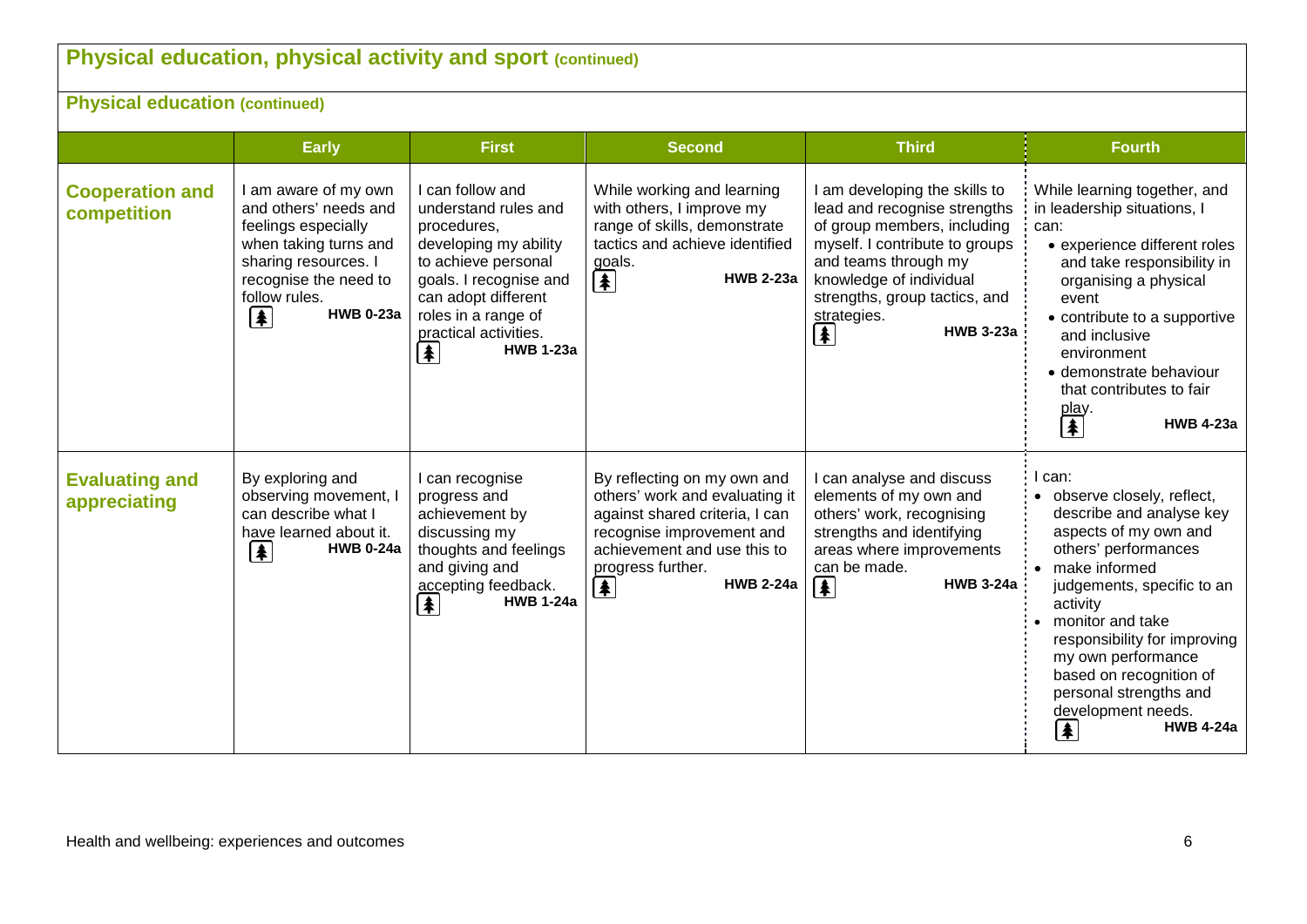## Physical education, physical activity and sport (continued)

### Physical education (continued)

| | Early | First | Second | Third | Fourth |
|---|---|---|---|---|---|
| **Cooperation and competition** | I am aware of my own and others' needs and feelings especially when taking turns and sharing resources. I recognise the need to follow rules. **HWB 0-23a** | I can follow and understand rules and procedures, developing my ability to achieve personal goals. I recognise and can adopt different roles in a range of practical activities. **HWB 1-23a** | While working and learning with others, I improve my range of skills, demonstrate tactics and achieve identified goals. **HWB 2-23a** | I am developing the skills to lead and recognise strengths of group members, including myself. I contribute to groups and teams through my knowledge of individual strengths, group tactics, and strategies. **HWB 3-23a** | While learning together, and in leadership situations, I can: <br>• experience different roles and take responsibility in organising a physical event <br>• contribute to a supportive and inclusive environment <br>• demonstrate behaviour that contributes to fair play. **HWB 4-23a** |
| **Evaluating and appreciating** | By exploring and observing movement, I can describe what I have learned about it. **HWB 0-24a** | I can recognise progress and achievement by discussing my thoughts and feelings and giving and accepting feedback. **HWB 1-24a** | By reflecting on my own and others' work and evaluating it against shared criteria, I can recognise improvement and achievement and use this to progress further. **HWB 2-24a** | I can analyse and discuss elements of my own and others' work, recognising strengths and identifying areas where improvements can be made. **HWB 3-24a** | I can: <br>• observe closely, reflect, describe and analyse key aspects of my own and others' performances <br>• make informed judgements, specific to an activity <br>• monitor and take responsibility for improving my own performance based on recognition of personal strengths and development needs. **HWB 4-24a** |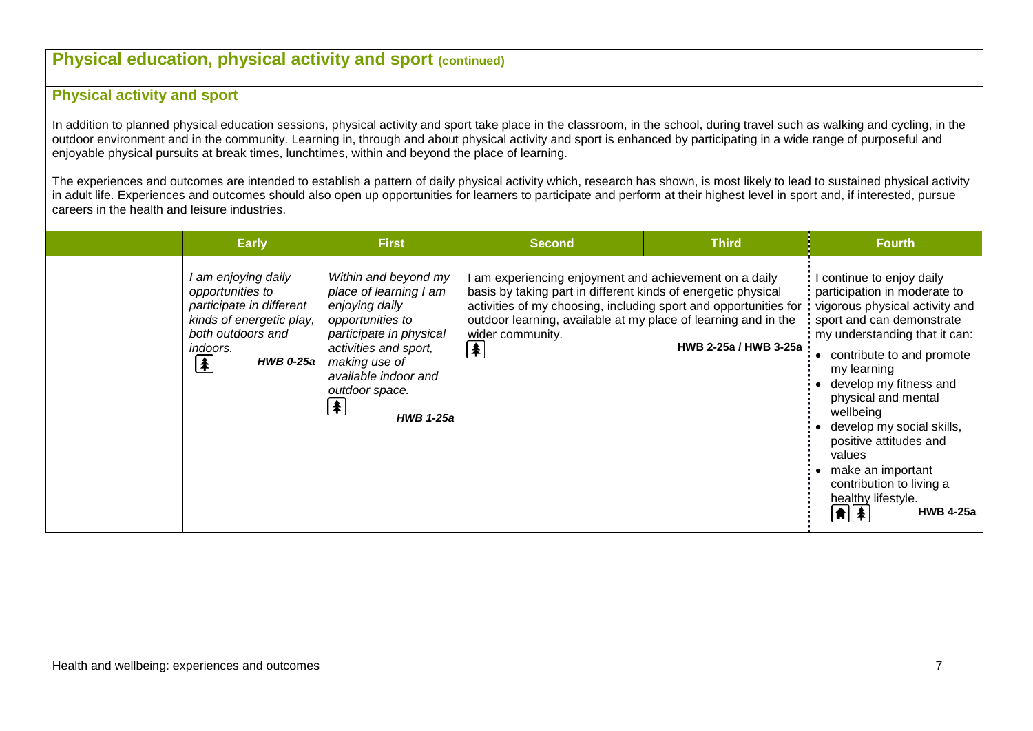## Physical education, physical activity and sport (continued)

### Physical activity and sport

In addition to planned physical education sessions, physical activity and sport take place in the classroom, in the school, during travel such as walking and cycling, in the outdoor environment and in the community. Learning in, through and about physical activity and sport is enhanced by participating in a wide range of purposeful and enjoyable physical pursuits at break times, lunchtimes, within and beyond the place of learning.

The experiences and outcomes are intended to establish a pattern of daily physical activity which, research has shown, is most likely to lead to sustained physical activity in adult life. Experiences and outcomes should also open up opportunities for learners to participate and perform at their highest level in sport and, if interested, pursue careers in the health and leisure industries.

| | Early | First | Second | Third | Fourth |
|---|---|---|---|---|---|
| | *I am enjoying daily opportunities to participate in different kinds of energetic play, both outdoors and indoors.* ***HWB 0-25a*** | *Within and beyond my place of learning I am enjoying daily opportunities to participate in physical activities and sport, making use of available indoor and outdoor space.* ***HWB 1-25a*** | I am experiencing enjoyment and achievement on a daily basis by taking part in different kinds of energetic physical activities of my choosing, including sport and opportunities for outdoor learning, available at my place of learning and in the wider community. **HWB 2-25a / HWB 3-25a** | | I continue to enjoy daily participation in moderate to vigorous physical activity and sport and can demonstrate my understanding that it can:<br>• contribute to and promote my learning<br>• develop my fitness and physical and mental wellbeing<br>• develop my social skills, positive attitudes and values<br>• make an important contribution to living a healthy lifestyle. **HWB 4-25a** |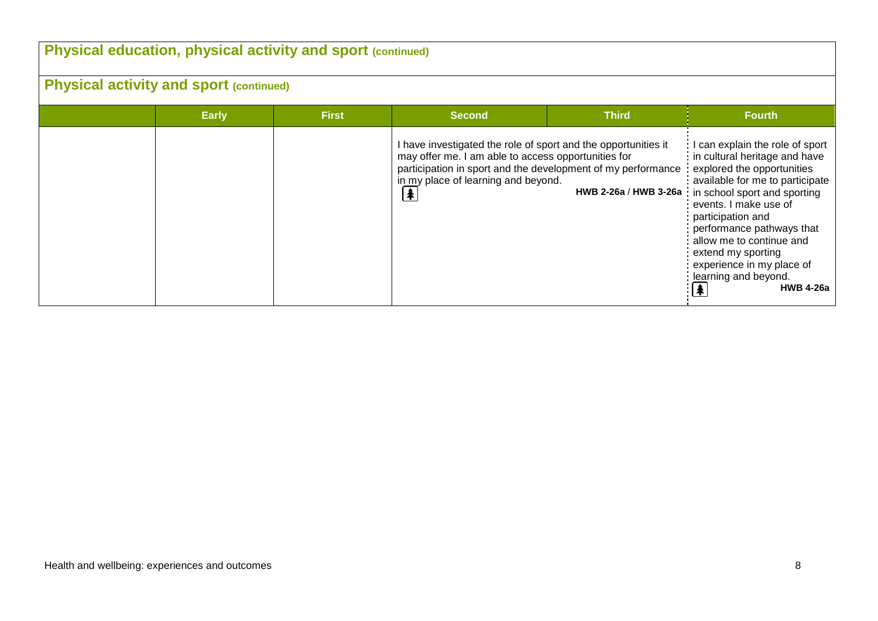## Physical education, physical activity and sport (continued)

### Physical activity and sport (continued)

| | Early | First | Second | Third | Fourth |
|---|---|---|---|---|---|
| | | | I have investigated the role of sport and the opportunities it may offer me. I am able to access opportunities for participation in sport and the development of my performance in my place of learning and beyond. **HWB 2-26a** / **HWB 3-26a** | | I can explain the role of sport in cultural heritage and have explored the opportunities available for me to participate in school sport and sporting events. I make use of participation and performance pathways that allow me to continue and extend my sporting experience in my place of learning and beyond. **HWB 4-26a** |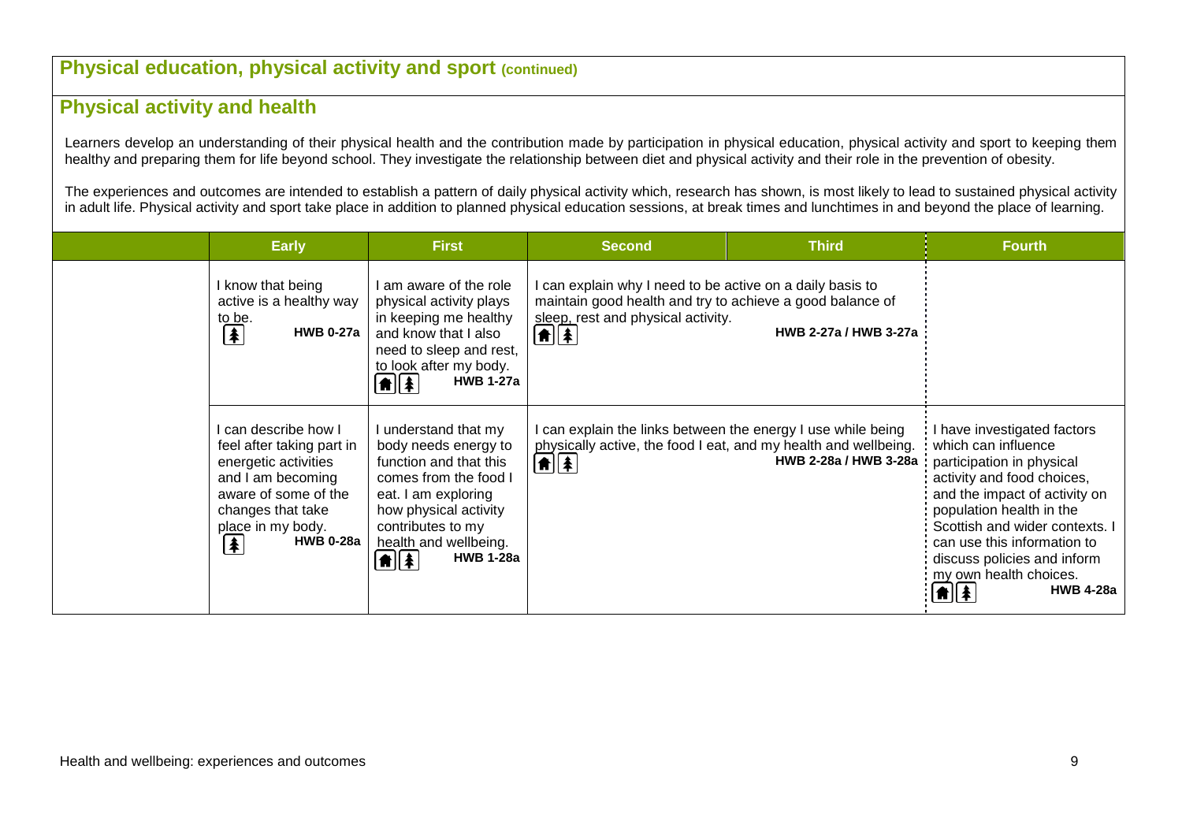## Physical education, physical activity and sport (continued)

## Physical activity and health

Learners develop an understanding of their physical health and the contribution made by participation in physical education, physical activity and sport to keeping them healthy and preparing them for life beyond school. They investigate the relationship between diet and physical activity and their role in the prevention of obesity.

The experiences and outcomes are intended to establish a pattern of daily physical activity which, research has shown, is most likely to lead to sustained physical activity in adult life. Physical activity and sport take place in addition to planned physical education sessions, at break times and lunchtimes in and beyond the place of learning.

| | Early | First | Second | Third | Fourth |
|---|---|---|---|---|---|
| | I know that being active is a healthy way to be. **HWB 0-27a** | I am aware of the role physical activity plays in keeping me healthy and know that I also need to sleep and rest, to look after my body. **HWB 1-27a** | I can explain why I need to be active on a daily basis to maintain good health and try to achieve a good balance of sleep, rest and physical activity. **HWB 2-27a / HWB 3-27a** | | |
| | I can describe how I feel after taking part in energetic activities and I am becoming aware of some of the changes that take place in my body. **HWB 0-28a** | I understand that my body needs energy to function and that this comes from the food I eat. I am exploring how physical activity contributes to my health and wellbeing. **HWB 1-28a** | I can explain the links between the energy I use while being physically active, the food I eat, and my health and wellbeing. **HWB 2-28a / HWB 3-28a** | | I have investigated factors which can influence participation in physical activity and food choices, and the impact of activity on population health in the Scottish and wider contexts. I can use this information to discuss policies and inform my own health choices. **HWB 4-28a** |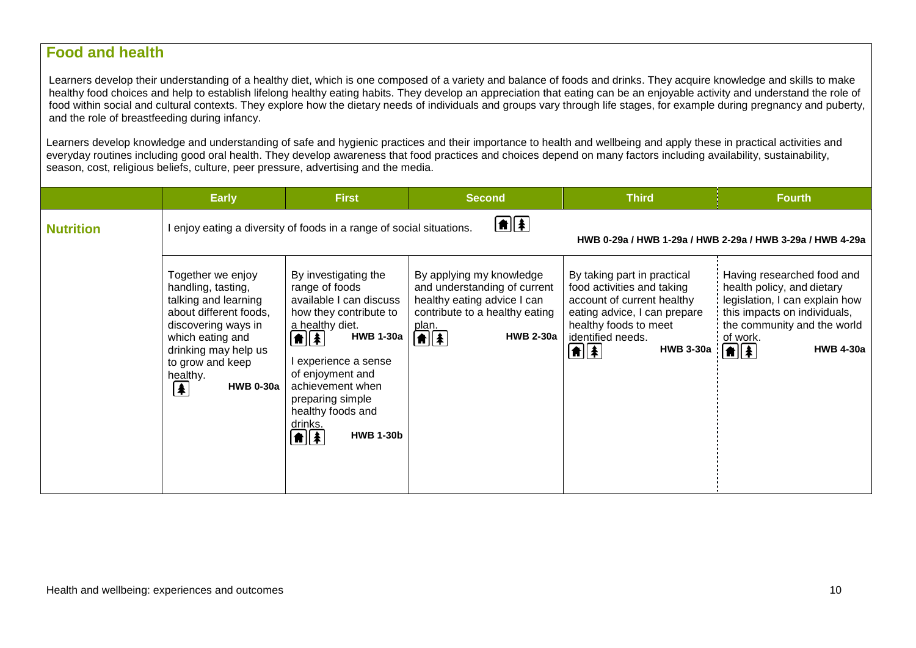## Food and health

Learners develop their understanding of a healthy diet, which is one composed of a variety and balance of foods and drinks. They acquire knowledge and skills to make healthy food choices and help to establish lifelong healthy eating habits. They develop an appreciation that eating can be an enjoyable activity and understand the role of food within social and cultural contexts. They explore how the dietary needs of individuals and groups vary through life stages, for example during pregnancy and puberty, and the role of breastfeeding during infancy.

Learners develop knowledge and understanding of safe and hygienic practices and their importance to health and wellbeing and apply these in practical activities and everyday routines including good oral health. They develop awareness that food practices and choices depend on many factors including availability, sustainability, season, cost, religious beliefs, culture, peer pressure, advertising and the media.

| | Early | First | Second | Third | Fourth |
|---|---|---|---|---|---|
| **Nutrition** | I enjoy eating a diversity of foods in a range of social situations. **HWB 0-29a / HWB 1-29a / HWB 2-29a / HWB 3-29a / HWB 4-29a** | | | | |
| | Together we enjoy handling, tasting, talking and learning about different foods, discovering ways in which eating and drinking may help us to grow and keep healthy. **HWB 0-30a** | By investigating the range of foods available I can discuss how they contribute to a healthy diet. **HWB 1-30a**<br><br>I experience a sense of enjoyment and achievement when preparing simple healthy foods and drinks. **HWB 1-30b** | By applying my knowledge and understanding of current healthy eating advice I can contribute to a healthy eating plan. **HWB 2-30a** | By taking part in practical food activities and taking account of current healthy eating advice, I can prepare healthy foods to meet identified needs. **HWB 3-30a** | Having researched food and health policy, and dietary legislation, I can explain how this impacts on individuals, the community and the world of work. **HWB 4-30a** |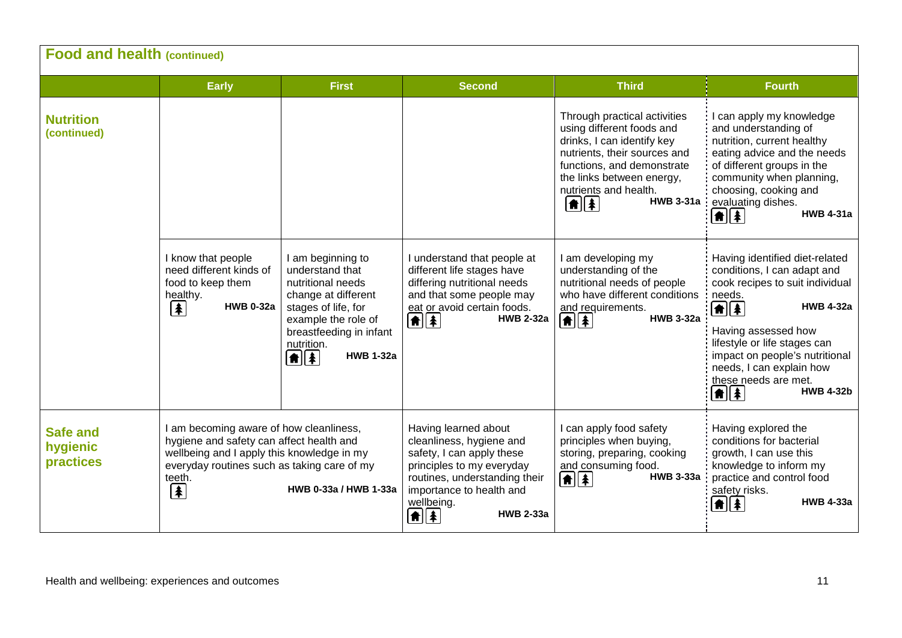## Food and health (continued)

| | Early | First | Second | Third | Fourth |
|---|---|---|---|---|---|
| **Nutrition (continued)** | | | | Through practical activities using different foods and drinks, I can identify key nutrients, their sources and functions, and demonstrate the links between energy, nutrients and health. **HWB 3-31a** | I can apply my knowledge and understanding of nutrition, current healthy eating advice and the needs of different groups in the community when planning, choosing, cooking and evaluating dishes. **HWB 4-31a** |
| | I know that people need different kinds of food to keep them healthy. **HWB 0-32a** | I am beginning to understand that nutritional needs change at different stages of life, for example the role of breastfeeding in infant nutrition. **HWB 1-32a** | I understand that people at different life stages have differing nutritional needs and that some people may eat or avoid certain foods. **HWB 2-32a** | I am developing my understanding of the nutritional needs of people who have different conditions and requirements. **HWB 3-32a** | Having identified diet-related conditions, I can adapt and cook recipes to suit individual needs. **HWB 4-32a**<br><br>Having assessed how lifestyle or life stages can impact on people's nutritional needs, I can explain how these needs are met. **HWB 4-32b** |
| **Safe and hygienic practices** | I am becoming aware of how cleanliness, hygiene and safety can affect health and wellbeing and I apply this knowledge in my everyday routines such as taking care of my teeth. **HWB 0-33a / HWB 1-33a** | | Having learned about cleanliness, hygiene and safety, I can apply these principles to my everyday routines, understanding their importance to health and wellbeing. **HWB 2-33a** | I can apply food safety principles when buying, storing, preparing, cooking and consuming food. **HWB 3-33a** | Having explored the conditions for bacterial growth, I can use this knowledge to inform my practice and control food safety risks. **HWB 4-33a** |

Health and wellbeing: experiences and outcomes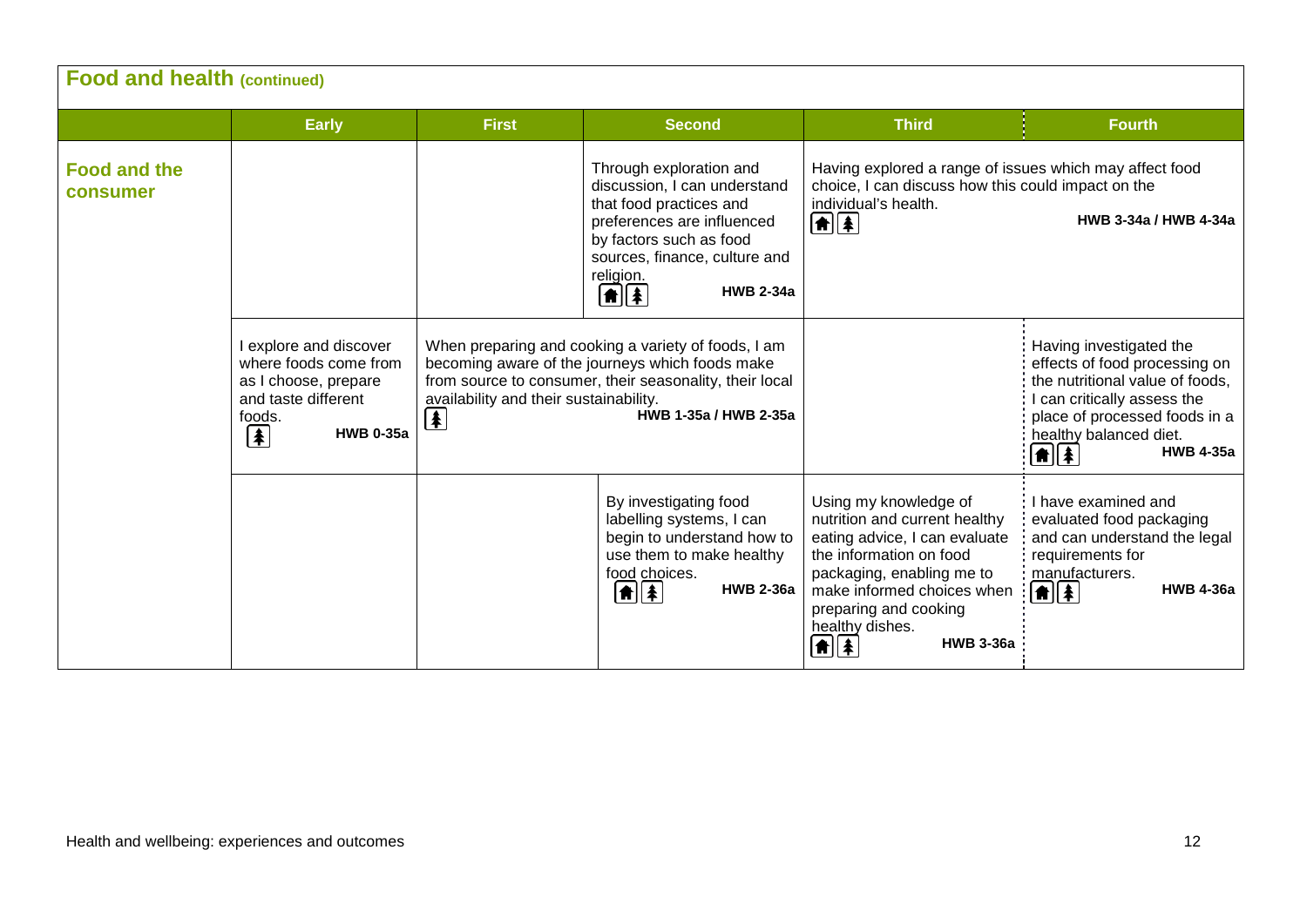## Food and health (continued)

| | Early | First | Second | Third | Fourth |
|---|---|---|---|---|---|
| **Food and the consumer** | | | Through exploration and discussion, I can understand that food practices and preferences are influenced by factors such as food sources, finance, culture and religion. **HWB 2-34a** | Having explored a range of issues which may affect food choice, I can discuss how this could impact on the individual's health. **HWB 3-34a / HWB 4-34a** | |
| | I explore and discover where foods come from as I choose, prepare and taste different foods. **HWB 0-35a** | When preparing and cooking a variety of foods, I am becoming aware of the journeys which foods make from source to consumer, their seasonality, their local availability and their sustainability. **HWB 1-35a / HWB 2-35a** | | | Having investigated the effects of food processing on the nutritional value of foods, I can critically assess the place of processed foods in a healthy balanced diet. **HWB 4-35a** |
| | | | By investigating food labelling systems, I can begin to understand how to use them to make healthy food choices. **HWB 2-36a** | Using my knowledge of nutrition and current healthy eating advice, I can evaluate the information on food packaging, enabling me to make informed choices when preparing and cooking healthy dishes. **HWB 3-36a** | I have examined and evaluated food packaging and can understand the legal requirements for manufacturers. **HWB 4-36a** |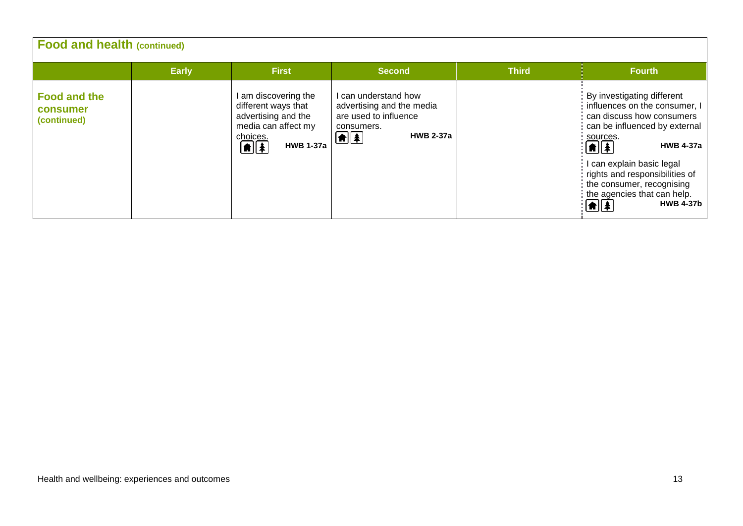## Food and health (continued)

| | Early | First | Second | Third | Fourth |
|---|---|---|---|---|---|
| **Food and the consumer (continued)** | | I am discovering the different ways that advertising and the media can affect my choices. **HWB 1-37a** | I can understand how advertising and the media are used to influence consumers. **HWB 2-37a** | | By investigating different influences on the consumer, I can discuss how consumers can be influenced by external sources. **HWB 4-37a**<br><br>I can explain basic legal rights and responsibilities of the consumer, recognising the agencies that can help. **HWB 4-37b** |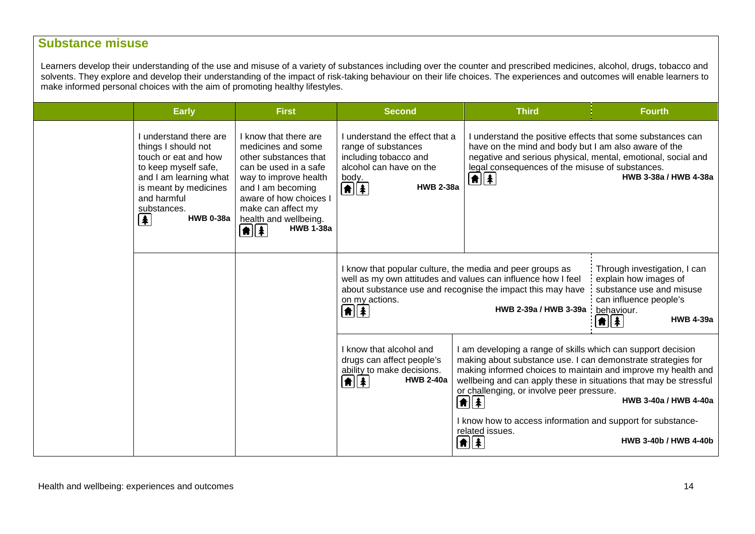## Substance misuse

Learners develop their understanding of the use and misuse of a variety of substances including over the counter and prescribed medicines, alcohol, drugs, tobacco and solvents. They explore and develop their understanding of the impact of risk-taking behaviour on their life choices. The experiences and outcomes will enable learners to make informed personal choices with the aim of promoting healthy lifestyles.

| | Early | First | Second | Third | Fourth |
|---|---|---|---|---|---|
| | I understand there are things I should not touch or eat and how to keep myself safe, and I am learning what is meant by medicines and harmful substances. **HWB 0-38a** | I know that there are medicines and some other substances that can be used in a safe way to improve health and I am becoming aware of how choices I make can affect my health and wellbeing. **HWB 1-38a** | I understand the effect that a range of substances including tobacco and alcohol can have on the body. **HWB 2-38a** | I understand the positive effects that some substances can have on the mind and body but I am also aware of the negative and serious physical, mental, emotional, social and legal consequences of the misuse of substances. **HWB 3-38a / HWB 4-38a** | |
| | | | I know that popular culture, the media and peer groups as well as my own attitudes and values can influence how I feel about substance use and recognise the impact this may have on my actions. **HWB 2-39a / HWB 3-39a** | | Through investigation, I can explain how images of substance use and misuse can influence people's behaviour. **HWB 4-39a** |
| | | | I know that alcohol and drugs can affect people's ability to make decisions. **HWB 2-40a** | I am developing a range of skills which can support decision making about substance use. I can demonstrate strategies for making informed choices to maintain and improve my health and wellbeing and can apply these in situations that may be stressful or challenging, or involve peer pressure. **HWB 3-40a / HWB 4-40a**<br><br>I know how to access information and support for substance-related issues. **HWB 3-40b / HWB 4-40b** | |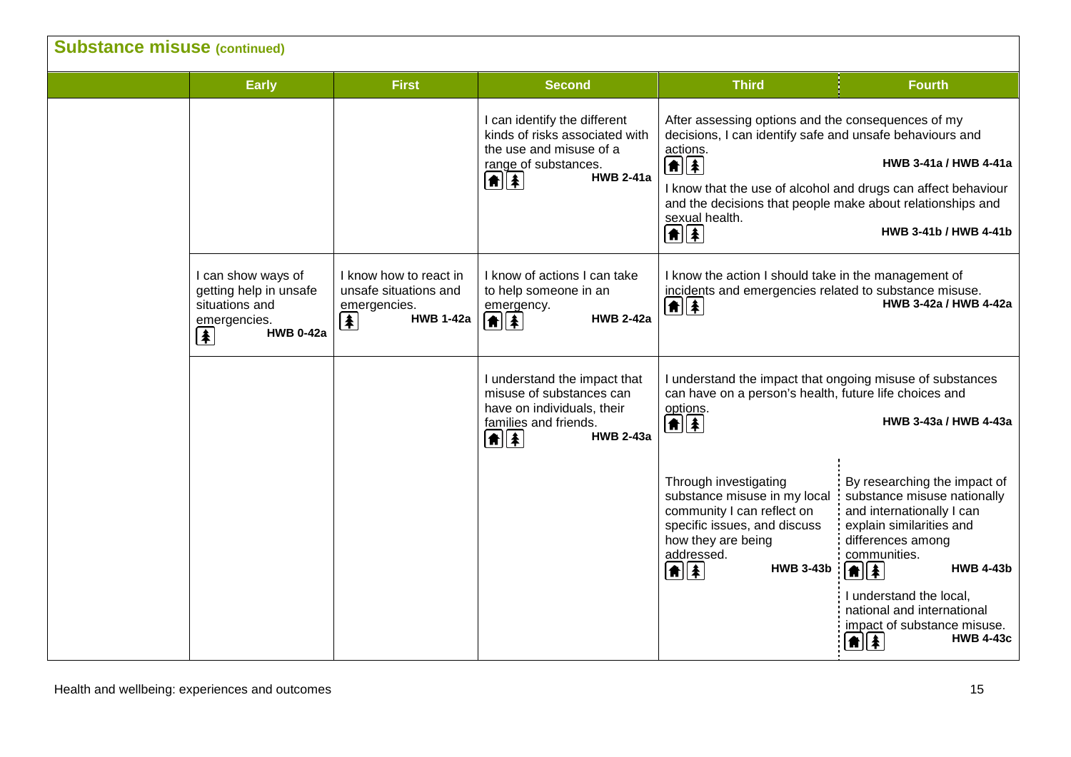## Substance misuse (continued)

| | Early | First | Second | Third | Fourth |
|---|---|---|---|---|---|
| | | | I can identify the different kinds of risks associated with the use and misuse of a range of substances. **HWB 2-41a** | After assessing options and the consequences of my decisions, I can identify safe and unsafe behaviours and actions. **HWB 3-41a / HWB 4-41a**<br><br>I know that the use of alcohol and drugs can affect behaviour and the decisions that people make about relationships and sexual health. **HWB 3-41b / HWB 4-41b** | |
| | I can show ways of getting help in unsafe situations and emergencies. **HWB 0-42a** | I know how to react in unsafe situations and emergencies. **HWB 1-42a** | I know of actions I can take to help someone in an emergency. **HWB 2-42a** | I know the action I should take in the management of incidents and emergencies related to substance misuse. **HWB 3-42a / HWB 4-42a** | |
| | | | I understand the impact that misuse of substances can have on individuals, their families and friends. **HWB 2-43a** | I understand the impact that ongoing misuse of substances can have on a person's health, future life choices and options. **HWB 3-43a / HWB 4-43a** | |
| | | | | Through investigating substance misuse in my local community I can reflect on specific issues, and discuss how they are being addressed. **HWB 3-43b** | By researching the impact of substance misuse nationally and internationally I can explain similarities and differences among communities. **HWB 4-43b**<br><br>I understand the local, national and international impact of substance misuse. **HWB 4-43c** |

Health and wellbeing: experiences and outcomes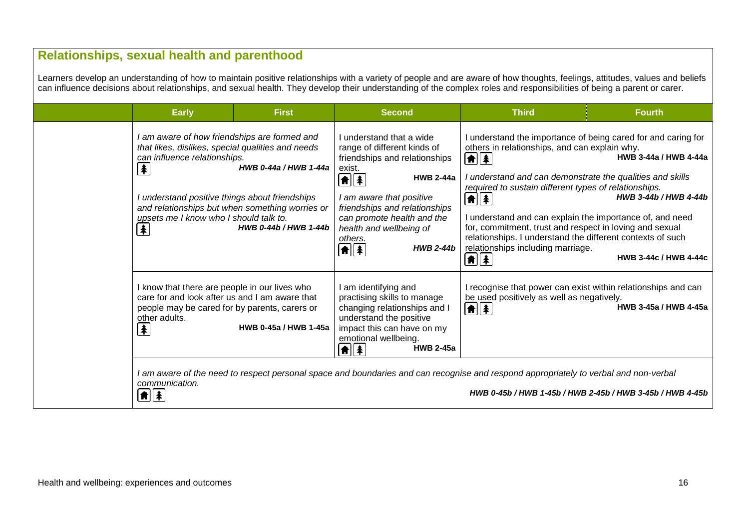## Relationships, sexual health and parenthood

Learners develop an understanding of how to maintain positive relationships with a variety of people and are aware of how thoughts, feelings, attitudes, values and beliefs can influence decisions about relationships, and sexual health. They develop their understanding of the complex roles and responsibilities of being a parent or carer.

| | Early | First | Second | Third | Fourth |
|---|---|---|---|---|---|
| | *I am aware of how friendships are formed and that likes, dislikes, special qualities and needs can influence relationships.* ***HWB 0-44a / HWB 1-44a*** <br><br> *I understand positive things about friendships and relationships but when something worries or upsets me I know who I should talk to.* ***HWB 0-44b / HWB 1-44b*** | | I understand that a wide range of different kinds of friendships and relationships exist. **HWB 2-44a** <br><br> *I am aware that positive friendships and relationships can promote health and the health and wellbeing of others.* ***HWB 2-44b*** | I understand the importance of being cared for and caring for others in relationships, and can explain why. **HWB 3-44a / HWB 4-44a** <br><br> *I understand and can demonstrate the qualities and skills required to sustain different types of relationships.* ***HWB 3-44b / HWB 4-44b*** <br><br> I understand and can explain the importance of, and need for, commitment, trust and respect in loving and sexual relationships. I understand the different contexts of such relationships including marriage. **HWB 3-44c / HWB 4-44c** | |
| | I know that there are people in our lives who care for and look after us and I am aware that people may be cared for by parents, carers or other adults. **HWB 0-45a / HWB 1-45a** | | I am identifying and practising skills to manage changing relationships and I understand the positive impact this can have on my emotional wellbeing. **HWB 2-45a** | I recognise that power can exist within relationships and can be used positively as well as negatively. **HWB 3-45a / HWB 4-45a** | |
| | *I am aware of the need to respect personal space and boundaries and can recognise and respond appropriately to verbal and non-verbal communication.* ***HWB 0-45b / HWB 1-45b / HWB 2-45b / HWB 3-45b / HWB 4-45b*** | | | | |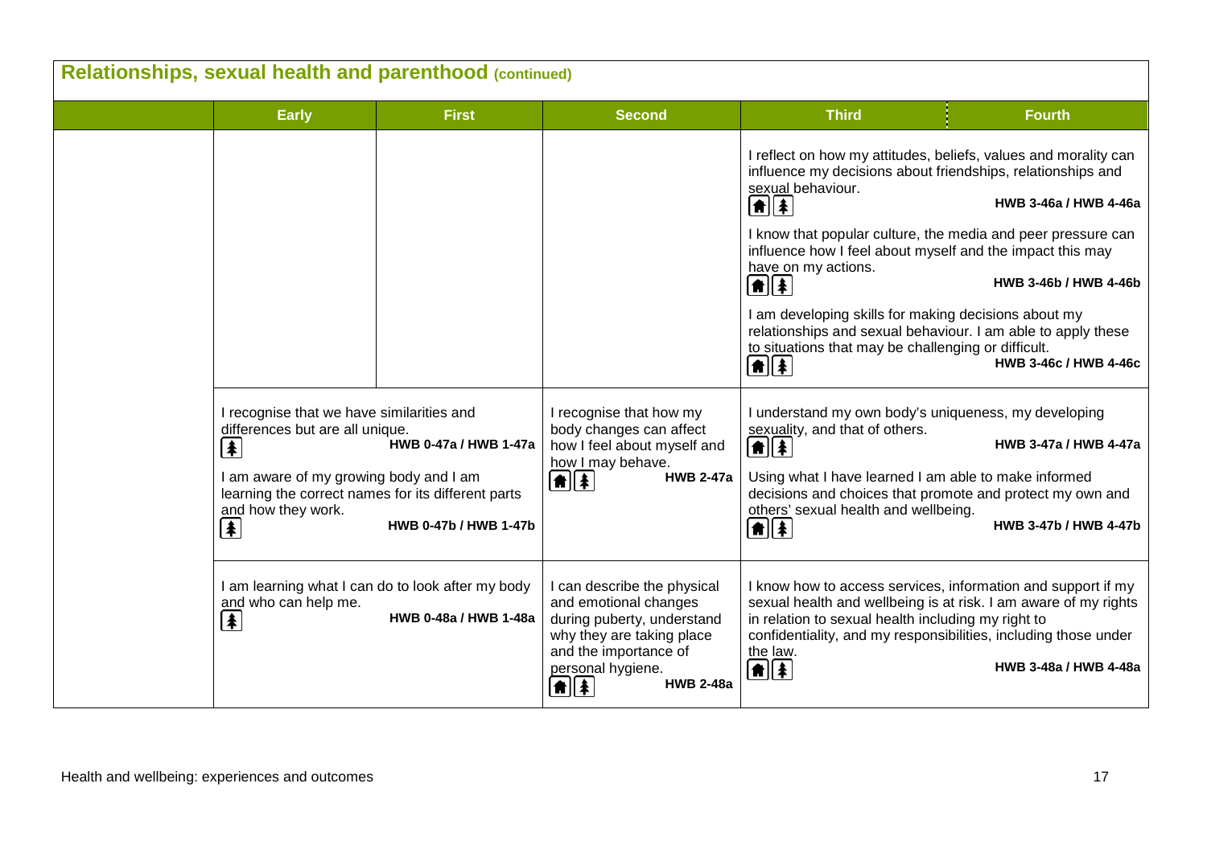## Relationships, sexual health and parenthood (continued)

| | Early | First | Second | Third | Fourth |
|---|---|---|---|---|---|
| | | | | I reflect on how my attitudes, beliefs, values and morality can influence my decisions about friendships, relationships and sexual behaviour. **HWB 3-46a / HWB 4-46a**<br><br>I know that popular culture, the media and peer pressure can influence how I feel about myself and the impact this may have on my actions. **HWB 3-46b / HWB 4-46b**<br><br>I am developing skills for making decisions about my relationships and sexual behaviour. I am able to apply these to situations that may be challenging or difficult. **HWB 3-46c / HWB 4-46c** | |
| | I recognise that we have similarities and differences but are all unique. **HWB 0-47a / HWB 1-47a**<br><br>I am aware of my growing body and I am learning the correct names for its different parts and how they work. **HWB 0-47b / HWB 1-47b** | | I recognise that how my body changes can affect how I feel about myself and how I may behave. **HWB 2-47a** | I understand my own body's uniqueness, my developing sexuality, and that of others. **HWB 3-47a / HWB 4-47a**<br><br>Using what I have learned I am able to make informed decisions and choices that promote and protect my own and others' sexual health and wellbeing. **HWB 3-47b / HWB 4-47b** | |
| | I am learning what I can do to look after my body and who can help me. **HWB 0-48a / HWB 1-48a** | | I can describe the physical and emotional changes during puberty, understand why they are taking place and the importance of personal hygiene. **HWB 2-48a** | I know how to access services, information and support if my sexual health and wellbeing is at risk. I am aware of my rights in relation to sexual health including my right to confidentiality, and my responsibilities, including those under the law. **HWB 3-48a / HWB 4-48a** | |

Health and wellbeing: experiences and outcomes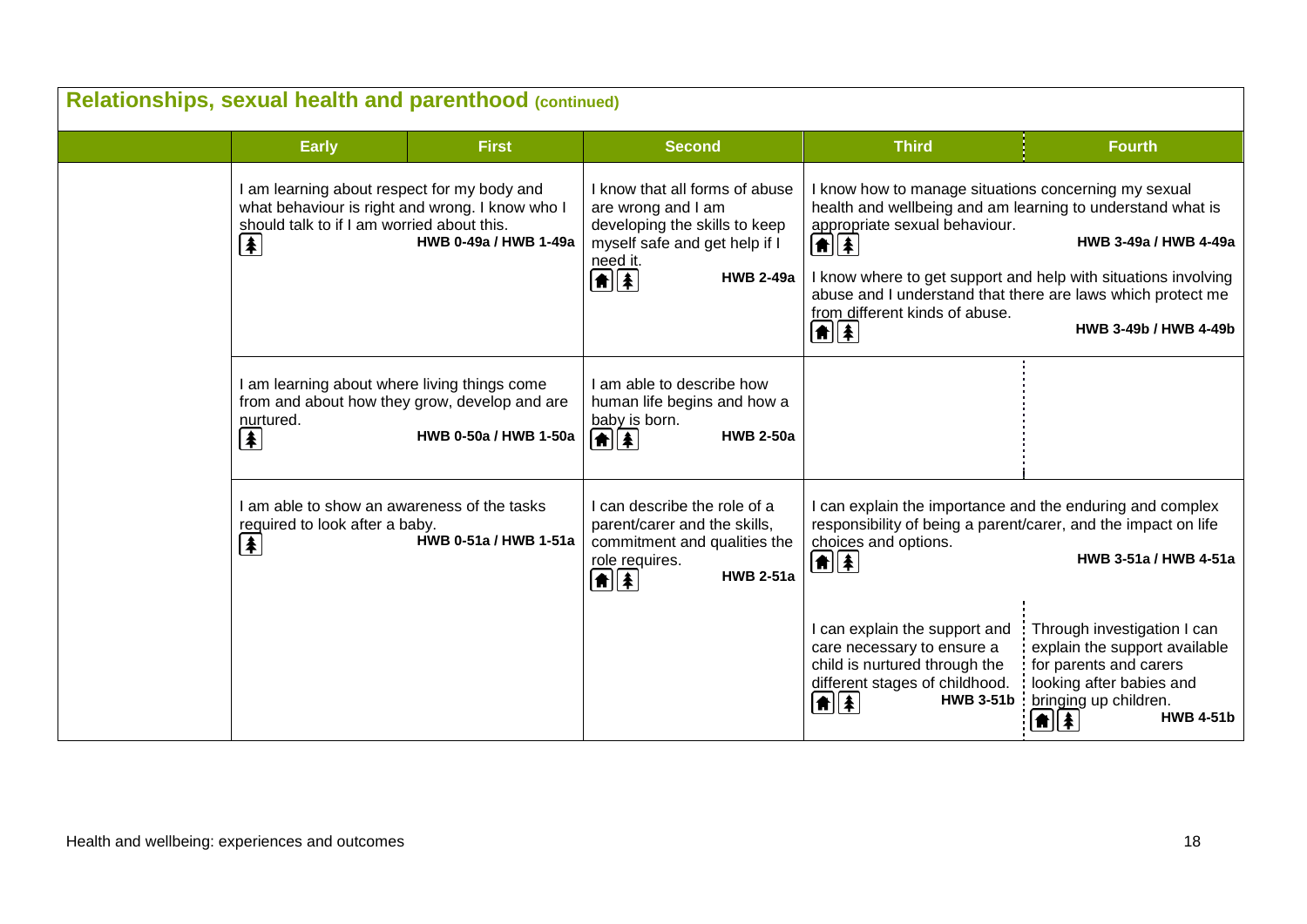## Relationships, sexual health and parenthood (continued)

| | Early | First | Second | Third | Fourth |
|---|---|---|---|---|---|
| | I am learning about respect for my body and what behaviour is right and wrong. I know who I should talk to if I am worried about this. **HWB 0-49a / HWB 1-49a** | | I know that all forms of abuse are wrong and I am developing the skills to keep myself safe and get help if I need it. **HWB 2-49a** | I know how to manage situations concerning my sexual health and wellbeing and am learning to understand what is appropriate sexual behaviour. **HWB 3-49a / HWB 4-49a**<br><br>I know where to get support and help with situations involving abuse and I understand that there are laws which protect me from different kinds of abuse. **HWB 3-49b / HWB 4-49b** | |
| | I am learning about where living things come from and about how they grow, develop and are nurtured. **HWB 0-50a / HWB 1-50a** | | I am able to describe how human life begins and how a baby is born. **HWB 2-50a** | | |
| | I am able to show an awareness of the tasks required to look after a baby. **HWB 0-51a / HWB 1-51a** | | I can describe the role of a parent/carer and the skills, commitment and qualities the role requires. **HWB 2-51a** | I can explain the importance and the enduring and complex responsibility of being a parent/carer, and the impact on life choices and options. **HWB 3-51a / HWB 4-51a** | |
| | | | | I can explain the support and care necessary to ensure a child is nurtured through the different stages of childhood. **HWB 3-51b** | Through investigation I can explain the support available for parents and carers looking after babies and bringing up children. **HWB 4-51b** |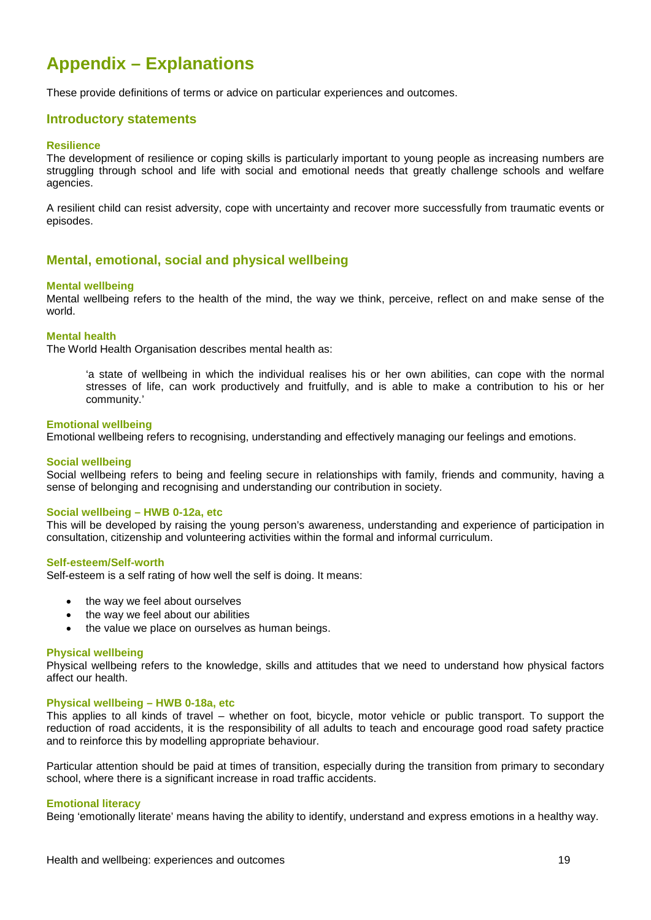# Appendix – Explanations

These provide definitions of terms or advice on particular experiences and outcomes.

## Introductory statements

### Resilience

The development of resilience or coping skills is particularly important to young people as increasing numbers are struggling through school and life with social and emotional needs that greatly challenge schools and welfare agencies.

A resilient child can resist adversity, cope with uncertainty and recover more successfully from traumatic events or episodes.

## Mental, emotional, social and physical wellbeing

### Mental wellbeing

Mental wellbeing refers to the health of the mind, the way we think, perceive, reflect on and make sense of the world.

### Mental health

The World Health Organisation describes mental health as:

> 'a state of wellbeing in which the individual realises his or her own abilities, can cope with the normal stresses of life, can work productively and fruitfully, and is able to make a contribution to his or her community.'

### Emotional wellbeing

Emotional wellbeing refers to recognising, understanding and effectively managing our feelings and emotions.

### Social wellbeing

Social wellbeing refers to being and feeling secure in relationships with family, friends and community, having a sense of belonging and recognising and understanding our contribution in society.

### Social wellbeing – HWB 0-12a, etc

This will be developed by raising the young person's awareness, understanding and experience of participation in consultation, citizenship and volunteering activities within the formal and informal curriculum.

### Self-esteem/Self-worth

Self-esteem is a self rating of how well the self is doing. It means:

- the way we feel about ourselves
- the way we feel about our abilities
- the value we place on ourselves as human beings.

### Physical wellbeing

Physical wellbeing refers to the knowledge, skills and attitudes that we need to understand how physical factors affect our health.

### Physical wellbeing – HWB 0-18a, etc

This applies to all kinds of travel – whether on foot, bicycle, motor vehicle or public transport. To support the reduction of road accidents, it is the responsibility of all adults to teach and encourage good road safety practice and to reinforce this by modelling appropriate behaviour.

Particular attention should be paid at times of transition, especially during the transition from primary to secondary school, where there is a significant increase in road traffic accidents.

### Emotional literacy

Being 'emotionally literate' means having the ability to identify, understand and express emotions in a healthy way.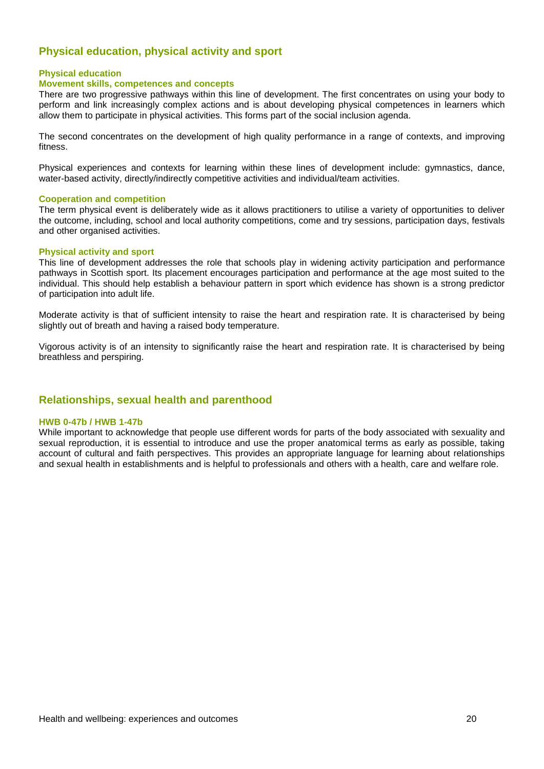## Physical education, physical activity and sport

### Physical education

#### Movement skills, competences and concepts

There are two progressive pathways within this line of development. The first concentrates on using your body to perform and link increasingly complex actions and is about developing physical competences in learners which allow them to participate in physical activities. This forms part of the social inclusion agenda.

The second concentrates on the development of high quality performance in a range of contexts, and improving fitness.

Physical experiences and contexts for learning within these lines of development include: gymnastics, dance, water-based activity, directly/indirectly competitive activities and individual/team activities.

#### Cooperation and competition

The term physical event is deliberately wide as it allows practitioners to utilise a variety of opportunities to deliver the outcome, including, school and local authority competitions, come and try sessions, participation days, festivals and other organised activities.

#### Physical activity and sport

This line of development addresses the role that schools play in widening activity participation and performance pathways in Scottish sport. Its placement encourages participation and performance at the age most suited to the individual. This should help establish a behaviour pattern in sport which evidence has shown is a strong predictor of participation into adult life.

Moderate activity is that of sufficient intensity to raise the heart and respiration rate. It is characterised by being slightly out of breath and having a raised body temperature.

Vigorous activity is of an intensity to significantly raise the heart and respiration rate. It is characterised by being breathless and perspiring.

## Relationships, sexual health and parenthood

#### HWB 0-47b / HWB 1-47b

While important to acknowledge that people use different words for parts of the body associated with sexuality and sexual reproduction, it is essential to introduce and use the proper anatomical terms as early as possible, taking account of cultural and faith perspectives. This provides an appropriate language for learning about relationships and sexual health in establishments and is helpful to professionals and others with a health, care and welfare role.